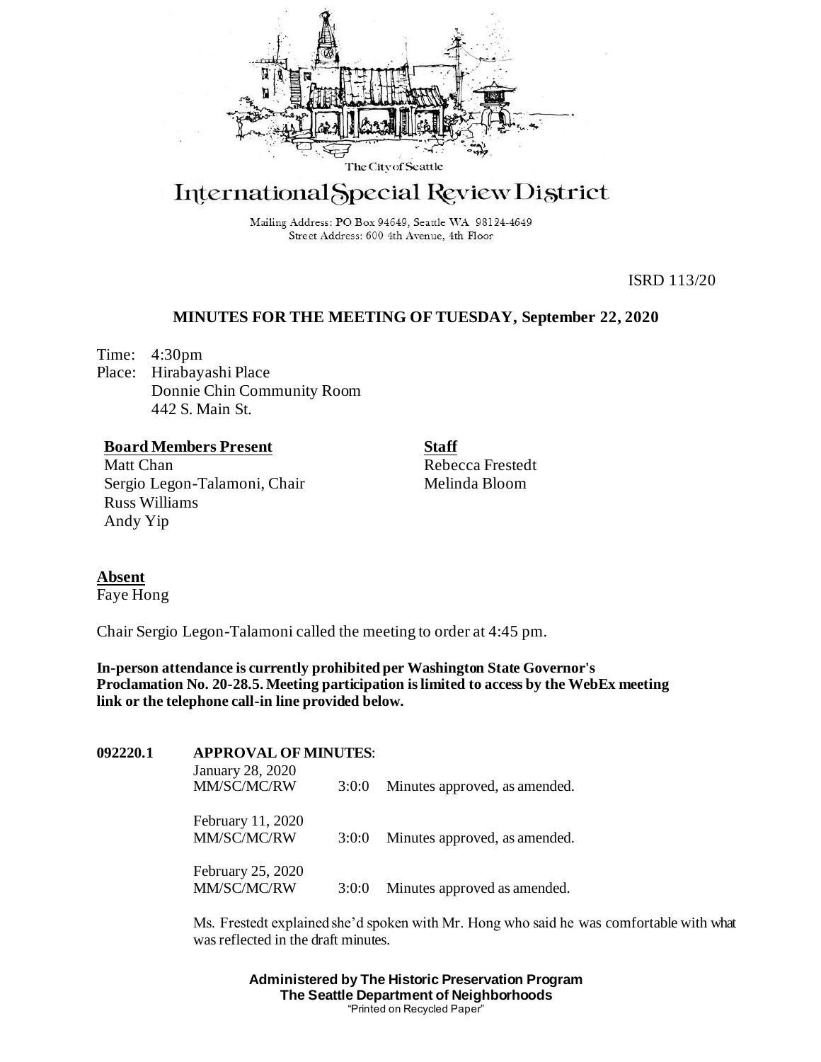The City of Seattle

# International Special Review District

Mailing Address: PO Box 94649, Seattle WA 98124-4649
Street Address: 600 4th Avenue, 4th Floor

ISRD 113/20

## MINUTES FOR THE MEETING OF TUESDAY, September 22, 2020

Time: 4:30pm
Place: Hirabayashi Place
Donnie Chin Community Room
442 S. Main St.

**Board Members Present**
Matt Chan
Sergio Legon-Talamoni, Chair
Russ Williams
Andy Yip

**Staff**
Rebecca Frestedt
Melinda Bloom

**Absent**
Faye Hong

Chair Sergio Legon-Talamoni called the meeting to order at 4:45 pm.

**In-person attendance is currently prohibited per Washington State Governor's Proclamation No. 20-28.5. Meeting participation is limited to access by the WebEx meeting link or the telephone call-in line provided below.**

**092220.1 APPROVAL OF MINUTES**:

January 28, 2020
MM/SC/MC/RW 3:0:0 Minutes approved, as amended.

February 11, 2020
MM/SC/MC/RW 3:0:0 Minutes approved, as amended.

February 25, 2020
MM/SC/MC/RW 3:0:0 Minutes approved as amended.

Ms. Frestedt explained she'd spoken with Mr. Hong who said he was comfortable with what was reflected in the draft minutes.

**Administered by The Historic Preservation Program**
**The Seattle Department of Neighborhoods**
"Printed on Recycled Paper"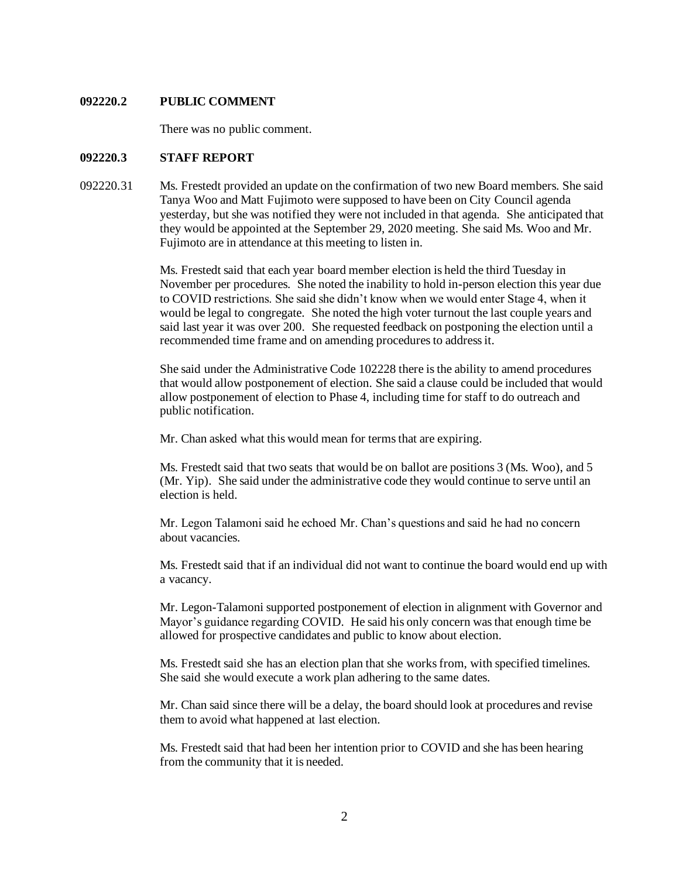**092220.2 PUBLIC COMMENT**

There was no public comment.

**092220.3 STAFF REPORT**

092220.31 Ms. Frestedt provided an update on the confirmation of two new Board members. She said Tanya Woo and Matt Fujimoto were supposed to have been on City Council agenda yesterday, but she was notified they were not included in that agenda. She anticipated that they would be appointed at the September 29, 2020 meeting. She said Ms. Woo and Mr. Fujimoto are in attendance at this meeting to listen in.

Ms. Frestedt said that each year board member election is held the third Tuesday in November per procedures. She noted the inability to hold in-person election this year due to COVID restrictions. She said she didn't know when we would enter Stage 4, when it would be legal to congregate. She noted the high voter turnout the last couple years and said last year it was over 200. She requested feedback on postponing the election until a recommended time frame and on amending procedures to address it.

She said under the Administrative Code 102228 there is the ability to amend procedures that would allow postponement of election. She said a clause could be included that would allow postponement of election to Phase 4, including time for staff to do outreach and public notification.

Mr. Chan asked what this would mean for terms that are expiring.

Ms. Frestedt said that two seats that would be on ballot are positions 3 (Ms. Woo), and 5 (Mr. Yip). She said under the administrative code they would continue to serve until an election is held.

Mr. Legon Talamoni said he echoed Mr. Chan's questions and said he had no concern about vacancies.

Ms. Frestedt said that if an individual did not want to continue the board would end up with a vacancy.

Mr. Legon-Talamoni supported postponement of election in alignment with Governor and Mayor's guidance regarding COVID. He said his only concern was that enough time be allowed for prospective candidates and public to know about election.

Ms. Frestedt said she has an election plan that she works from, with specified timelines. She said she would execute a work plan adhering to the same dates.

Mr. Chan said since there will be a delay, the board should look at procedures and revise them to avoid what happened at last election.

Ms. Frestedt said that had been her intention prior to COVID and she has been hearing from the community that it is needed.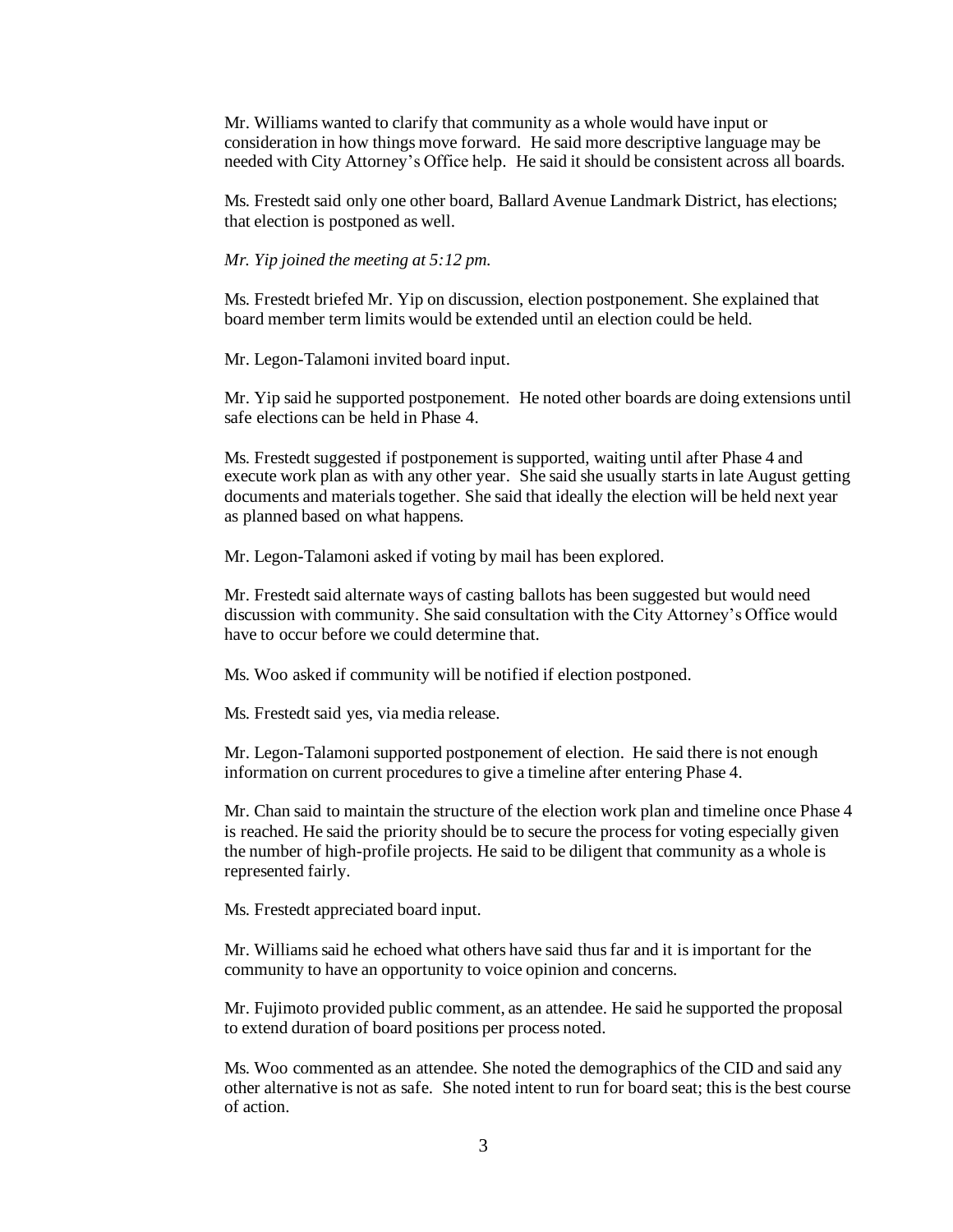Mr. Williams wanted to clarify that community as a whole would have input or consideration in how things move forward. He said more descriptive language may be needed with City Attorney's Office help. He said it should be consistent across all boards.

Ms. Frestedt said only one other board, Ballard Avenue Landmark District, has elections; that election is postponed as well.

*Mr. Yip joined the meeting at 5:12 pm.*

Ms. Frestedt briefed Mr. Yip on discussion, election postponement. She explained that board member term limits would be extended until an election could be held.

Mr. Legon-Talamoni invited board input.

Mr. Yip said he supported postponement. He noted other boards are doing extensions until safe elections can be held in Phase 4.

Ms. Frestedt suggested if postponement is supported, waiting until after Phase 4 and execute work plan as with any other year. She said she usually starts in late August getting documents and materials together. She said that ideally the election will be held next year as planned based on what happens.

Mr. Legon-Talamoni asked if voting by mail has been explored.

Mr. Frestedt said alternate ways of casting ballots has been suggested but would need discussion with community. She said consultation with the City Attorney's Office would have to occur before we could determine that.

Ms. Woo asked if community will be notified if election postponed.

Ms. Frestedt said yes, via media release.

Mr. Legon-Talamoni supported postponement of election. He said there is not enough information on current procedures to give a timeline after entering Phase 4.

Mr. Chan said to maintain the structure of the election work plan and timeline once Phase 4 is reached. He said the priority should be to secure the process for voting especially given the number of high-profile projects. He said to be diligent that community as a whole is represented fairly.

Ms. Frestedt appreciated board input.

Mr. Williams said he echoed what others have said thus far and it is important for the community to have an opportunity to voice opinion and concerns.

Mr. Fujimoto provided public comment, as an attendee. He said he supported the proposal to extend duration of board positions per process noted.

Ms. Woo commented as an attendee. She noted the demographics of the CID and said any other alternative is not as safe. She noted intent to run for board seat; this is the best course of action.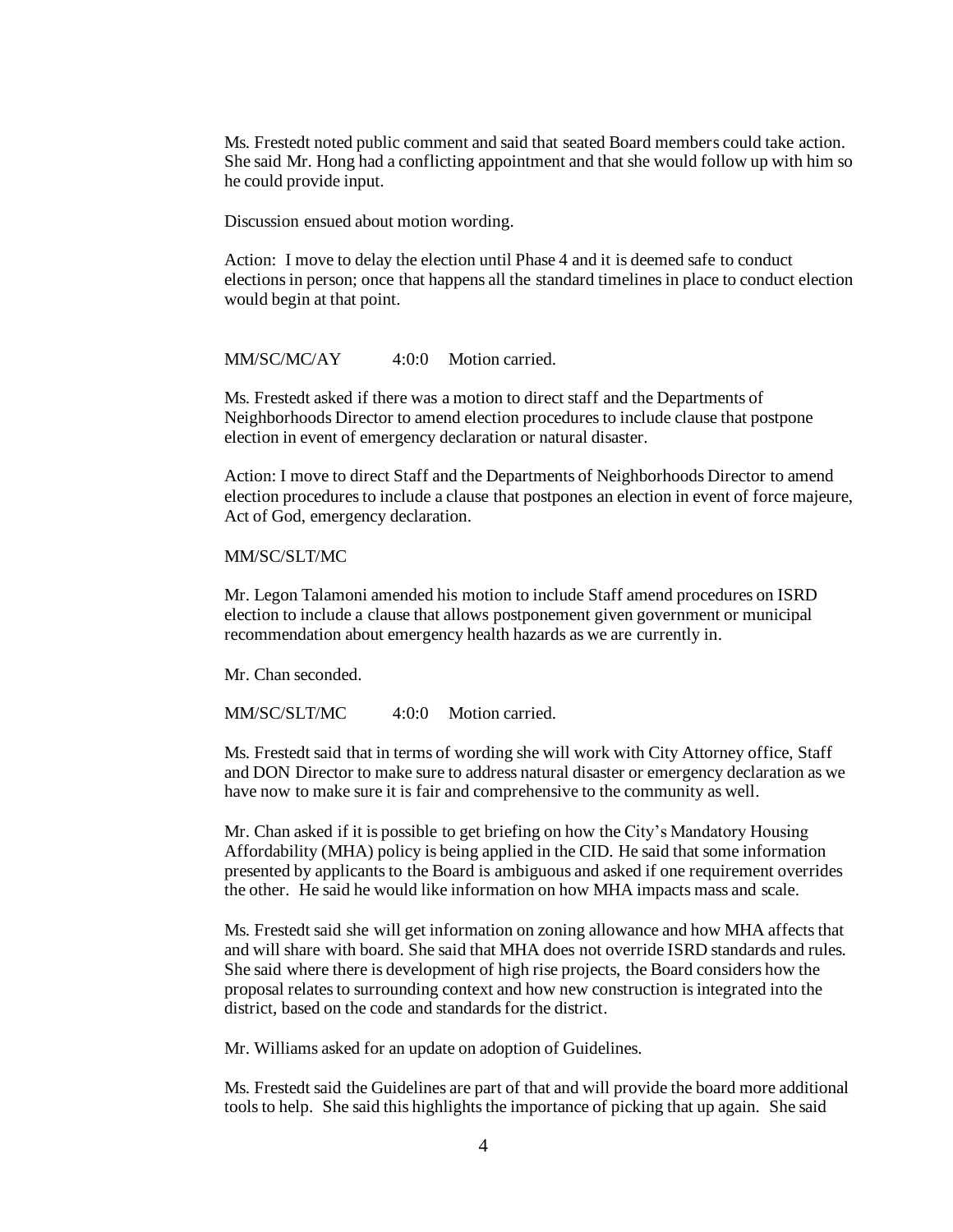Ms. Frestedt noted public comment and said that seated Board members could take action. She said Mr. Hong had a conflicting appointment and that she would follow up with him so he could provide input.

Discussion ensued about motion wording.

Action: I move to delay the election until Phase 4 and it is deemed safe to conduct elections in person; once that happens all the standard timelines in place to conduct election would begin at that point.

MM/SC/MC/AY 4:0:0 Motion carried.

Ms. Frestedt asked if there was a motion to direct staff and the Departments of Neighborhoods Director to amend election procedures to include clause that postpone election in event of emergency declaration or natural disaster.

Action: I move to direct Staff and the Departments of Neighborhoods Director to amend election procedures to include a clause that postpones an election in event of force majeure, Act of God, emergency declaration.

MM/SC/SLT/MC

Mr. Legon Talamoni amended his motion to include Staff amend procedures on ISRD election to include a clause that allows postponement given government or municipal recommendation about emergency health hazards as we are currently in.

Mr. Chan seconded.

MM/SC/SLT/MC 4:0:0 Motion carried.

Ms. Frestedt said that in terms of wording she will work with City Attorney office, Staff and DON Director to make sure to address natural disaster or emergency declaration as we have now to make sure it is fair and comprehensive to the community as well.

Mr. Chan asked if it is possible to get briefing on how the City's Mandatory Housing Affordability (MHA) policy is being applied in the CID. He said that some information presented by applicants to the Board is ambiguous and asked if one requirement overrides the other. He said he would like information on how MHA impacts mass and scale.

Ms. Frestedt said she will get information on zoning allowance and how MHA affects that and will share with board. She said that MHA does not override ISRD standards and rules. She said where there is development of high rise projects, the Board considers how the proposal relates to surrounding context and how new construction is integrated into the district, based on the code and standards for the district.

Mr. Williams asked for an update on adoption of Guidelines.

Ms. Frestedt said the Guidelines are part of that and will provide the board more additional tools to help. She said this highlights the importance of picking that up again. She said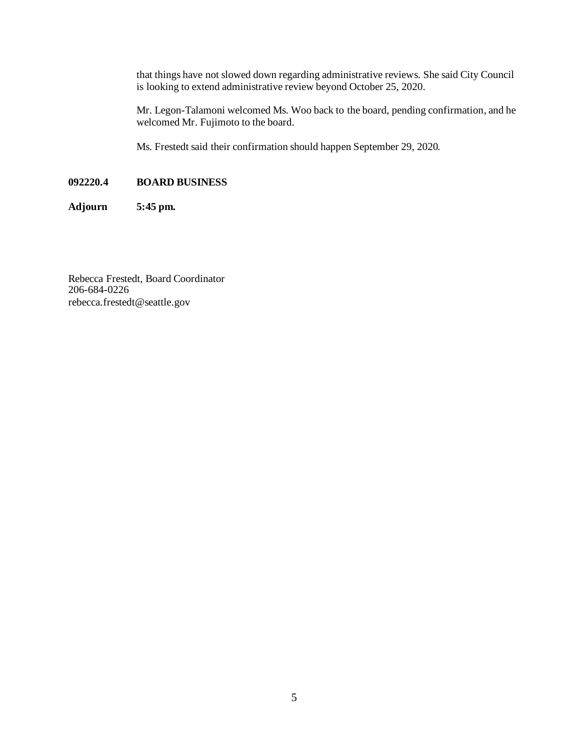that things have not slowed down regarding administrative reviews. She said City Council is looking to extend administrative review beyond October 25, 2020.

Mr. Legon-Talamoni welcomed Ms. Woo back to the board, pending confirmation, and he welcomed Mr. Fujimoto to the board.

Ms. Frestedt said their confirmation should happen September 29, 2020.

**092220.4 BOARD BUSINESS**

**Adjourn 5:45 pm.**

Rebecca Frestedt, Board Coordinator
206-684-0226
rebecca.frestedt@seattle.gov